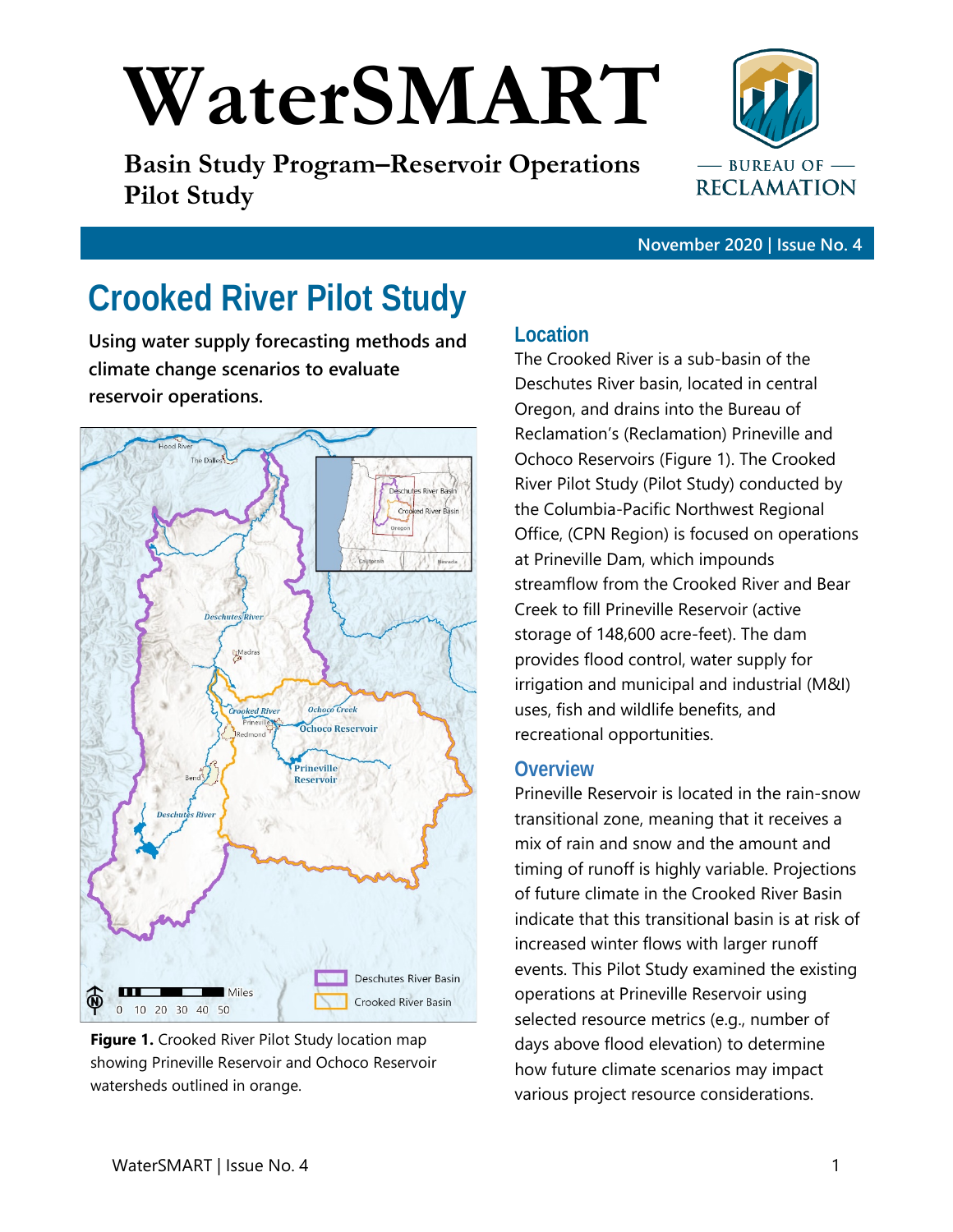# WaterSMART

**Basin Study Program–Reservoir Operations Pilot Study**

November 2020 | Issue No. 4

## Crooked River Pilot Study

**Using water supply forecasting methods and climate change scenarios to evaluate reservoir operations.**

**Figure 1.** Crooked River Pilot Study location map showing Prineville Reservoir and Ochoco Reservoir watersheds outlined in orange.

### Location

The Crooked River is a sub-basin of the Deschutes River basin, located in central Oregon, and drains into the Bureau of Reclamation's (Reclamation) Prineville and Ochoco Reservoirs (Figure 1). The Crooked River Pilot Study (Pilot Study) conducted by the Columbia-Pacific Northwest Regional Office, (CPN Region) is focused on operations at Prineville Dam, which impounds streamflow from the Crooked River and Bear Creek to fill Prineville Reservoir (active storage of 148,600 acre-feet). The dam provides flood control, water supply for irrigation and municipal and industrial (M&I) uses, fish and wildlife benefits, and recreational opportunities.

### Overview

Prineville Reservoir is located in the rain-snow transitional zone, meaning that it receives a mix of rain and snow and the amount and timing of runoff is highly variable. Projections of future climate in the Crooked River Basin indicate that this transitional basin is at risk of increased winter flows with larger runoff events. This Pilot Study examined the existing operations at Prineville Reservoir using selected resource metrics (e.g., number of days above flood elevation) to determine how future climate scenarios may impact various project resource considerations.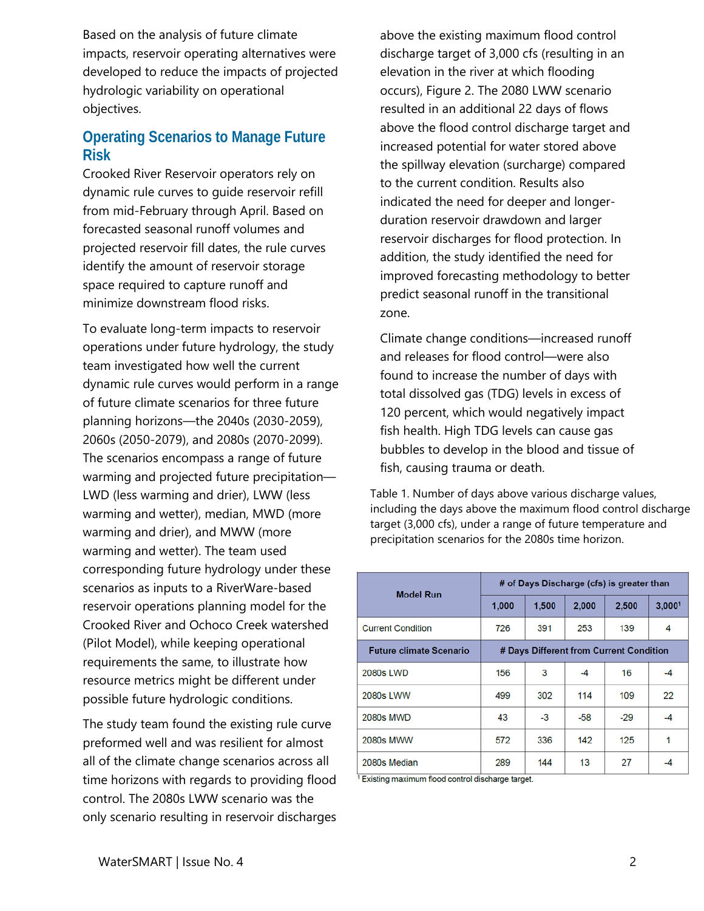Based on the analysis of future climate impacts, reservoir operating alternatives were developed to reduce the impacts of projected hydrologic variability on operational objectives.

## Operating Scenarios to Manage Future Risk

Crooked River Reservoir operators rely on dynamic rule curves to guide reservoir refill from mid-February through April. Based on forecasted seasonal runoff volumes and projected reservoir fill dates, the rule curves identify the amount of reservoir storage space required to capture runoff and minimize downstream flood risks.

To evaluate long-term impacts to reservoir operations under future hydrology, the study team investigated how well the current dynamic rule curves would perform in a range of future climate scenarios for three future planning horizons—the 2040s (2030-2059), 2060s (2050-2079), and 2080s (2070-2099). The scenarios encompass a range of future warming and projected future precipitation—LWD (less warming and drier), LWW (less warming and wetter), median, MWD (more warming and drier), and MWW (more warming and wetter). The team used corresponding future hydrology under these scenarios as inputs to a RiverWare-based reservoir operations planning model for the Crooked River and Ochoco Creek watershed (Pilot Model), while keeping operational requirements the same, to illustrate how resource metrics might be different under possible future hydrologic conditions.

The study team found the existing rule curve preformed well and was resilient for almost all of the climate change scenarios across all time horizons with regards to providing flood control. The 2080s LWW scenario was the only scenario resulting in reservoir discharges above the existing maximum flood control discharge target of 3,000 cfs (resulting in an elevation in the river at which flooding occurs), Figure 2. The 2080 LWW scenario resulted in an additional 22 days of flows above the flood control discharge target and increased potential for water stored above the spillway elevation (surcharge) compared to the current condition. Results also indicated the need for deeper and longer-duration reservoir drawdown and larger reservoir discharges for flood protection. In addition, the study identified the need for improved forecasting methodology to better predict seasonal runoff in the transitional zone.

Climate change conditions—increased runoff and releases for flood control—were also found to increase the number of days with total dissolved gas (TDG) levels in excess of 120 percent, which would negatively impact fish health. High TDG levels can cause gas bubbles to develop in the blood and tissue of fish, causing trauma or death.

Table 1. Number of days above various discharge values, including the days above the maximum flood control discharge target (3,000 cfs), under a range of future temperature and precipitation scenarios for the 2080s time horizon.

| Model Run | # of Days Discharge (cfs) is greater than | | | | |
|---|---|---|---|---|---|
| | 1,000 | 1,500 | 2,000 | 2,500 | 3,000[1] |
| Current Condition | 726 | 391 | 253 | 139 | 4 |
| **Future climate Scenario** | **# Days Different from Current Condition** | | | | |
| 2080s LWD | 156 | 3 | -4 | 16 | -4 |
| 2080s LWW | 499 | 302 | 114 | 109 | 22 |
| 2080s MWD | 43 | -3 | -58 | -29 | -4 |
| 2080s MWW | 572 | 336 | 142 | 125 | 1 |
| 2080s Median | 289 | 144 | 13 | 27 | -4 |

[1] Existing maximum flood control discharge target.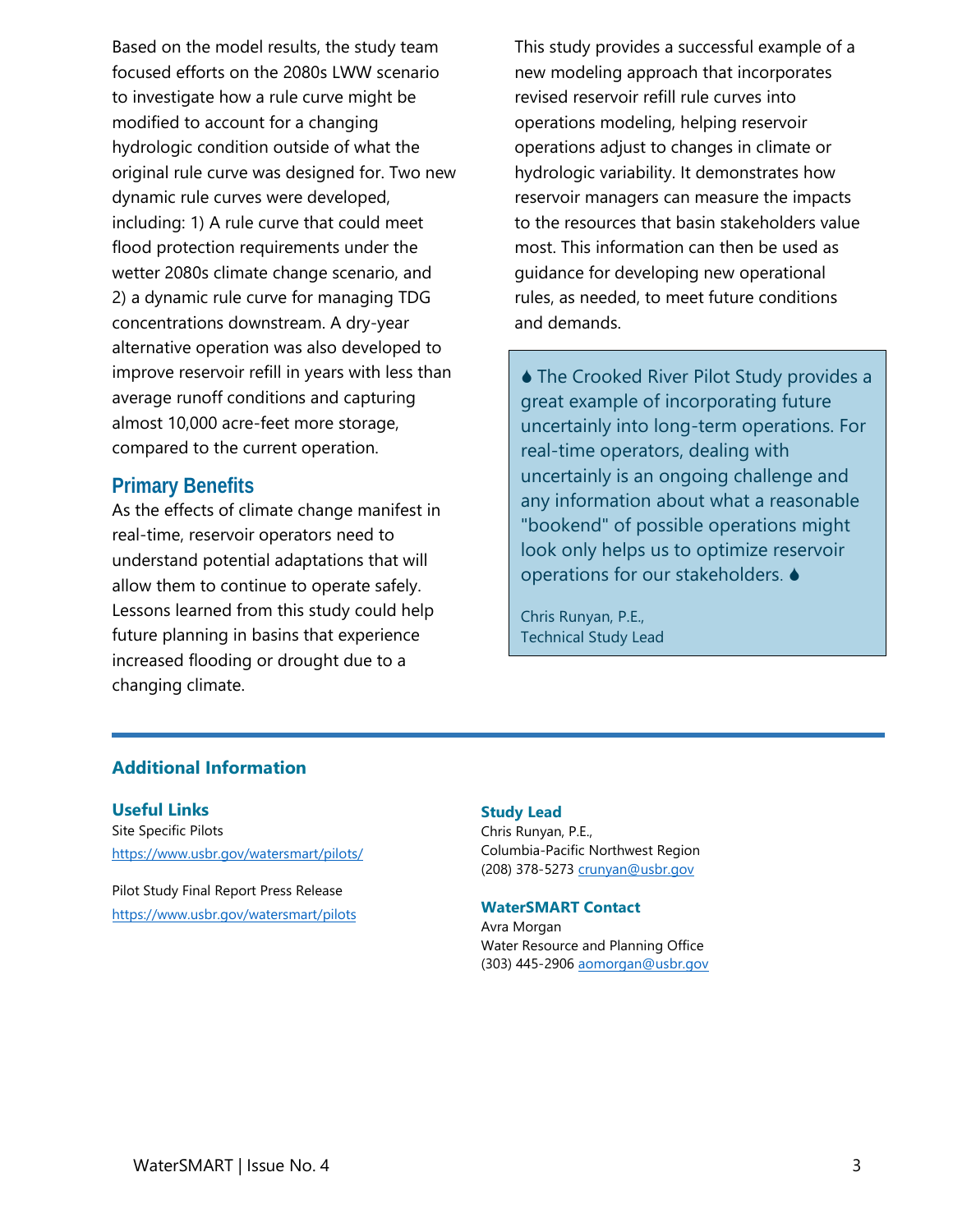Based on the model results, the study team focused efforts on the 2080s LWW scenario to investigate how a rule curve might be modified to account for a changing hydrologic condition outside of what the original rule curve was designed for. Two new dynamic rule curves were developed, including: 1) A rule curve that could meet flood protection requirements under the wetter 2080s climate change scenario, and 2) a dynamic rule curve for managing TDG concentrations downstream. A dry-year alternative operation was also developed to improve reservoir refill in years with less than average runoff conditions and capturing almost 10,000 acre-feet more storage, compared to the current operation.

## Primary Benefits

As the effects of climate change manifest in real-time, reservoir operators need to understand potential adaptations that will allow them to continue to operate safely. Lessons learned from this study could help future planning in basins that experience increased flooding or drought due to a changing climate.

This study provides a successful example of a new modeling approach that incorporates revised reservoir refill rule curves into operations modeling, helping reservoir operations adjust to changes in climate or hydrologic variability. It demonstrates how reservoir managers can measure the impacts to the resources that basin stakeholders value most. This information can then be used as guidance for developing new operational rules, as needed, to meet future conditions and demands.

> 💧 The Crooked River Pilot Study provides a great example of incorporating future uncertainly into long-term operations. For real-time operators, dealing with uncertainly is an ongoing challenge and any information about what a reasonable "bookend" of possible operations might look only helps us to optimize reservoir operations for our stakeholders. 💧
>
> Chris Runyan, P.E.,
> Technical Study Lead

## Additional Information

### Useful Links

Site Specific Pilots
https://www.usbr.gov/watersmart/pilots/

Pilot Study Final Report Press Release
https://www.usbr.gov/watersmart/pilots

### Study Lead

Chris Runyan, P.E.,
Columbia-Pacific Northwest Region
(208) 378-5273 crunyan@usbr.gov

### WaterSMART Contact

Avra Morgan
Water Resource and Planning Office
(303) 445-2906 aomorgan@usbr.gov